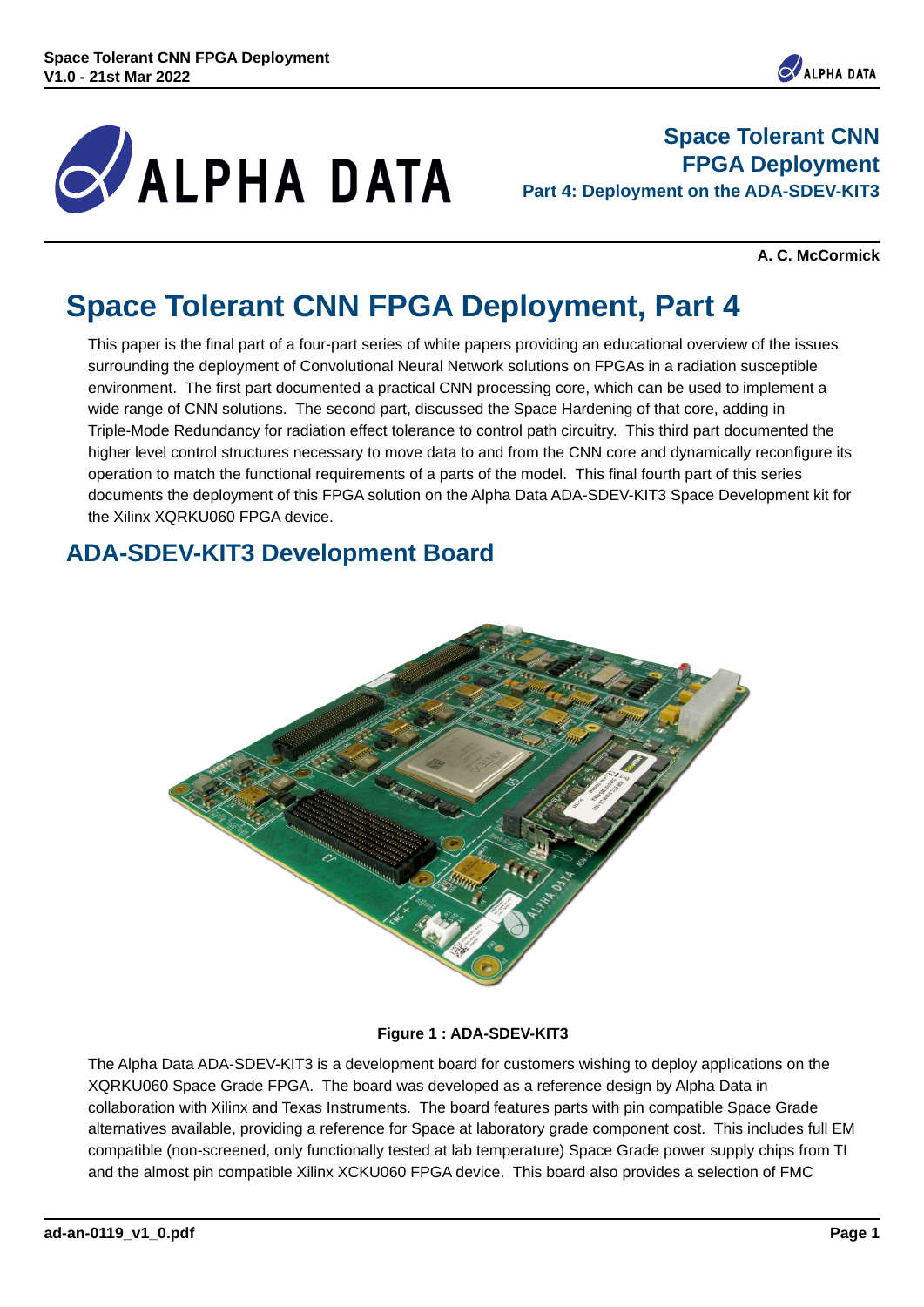**Space Tolerant CNN FPGA Deployment**
**Part 4: Deployment on the ADA-SDEV-KIT3**

**A. C. McCormick**

# Space Tolerant CNN FPGA Deployment, Part 4

This paper is the final part of a four-part series of white papers providing an educational overview of the issues surrounding the deployment of Convolutional Neural Network solutions on FPGAs in a radiation susceptible environment. The first part documented a practical CNN processing core, which can be used to implement a wide range of CNN solutions. The second part, discussed the Space Hardening of that core, adding in Triple-Mode Redundancy for radiation effect tolerance to control path circuitry. This third part documented the higher level control structures necessary to move data to and from the CNN core and dynamically reconfigure its operation to match the functional requirements of a parts of the model. This final fourth part of this series documents the deployment of this FPGA solution on the Alpha Data ADA-SDEV-KIT3 Space Development kit for the Xilinx XQRKU060 FPGA device.

## ADA-SDEV-KIT3 Development Board

**Figure 1 : ADA-SDEV-KIT3**

The Alpha Data ADA-SDEV-KIT3 is a development board for customers wishing to deploy applications on the XQRKU060 Space Grade FPGA. The board was developed as a reference design by Alpha Data in collaboration with Xilinx and Texas Instruments. The board features parts with pin compatible Space Grade alternatives available, providing a reference for Space at laboratory grade component cost. This includes full EM compatible (non-screened, only functionally tested at lab temperature) Space Grade power supply chips from TI and the almost pin compatible Xilinx XCKU060 FPGA device. This board also provides a selection of FMC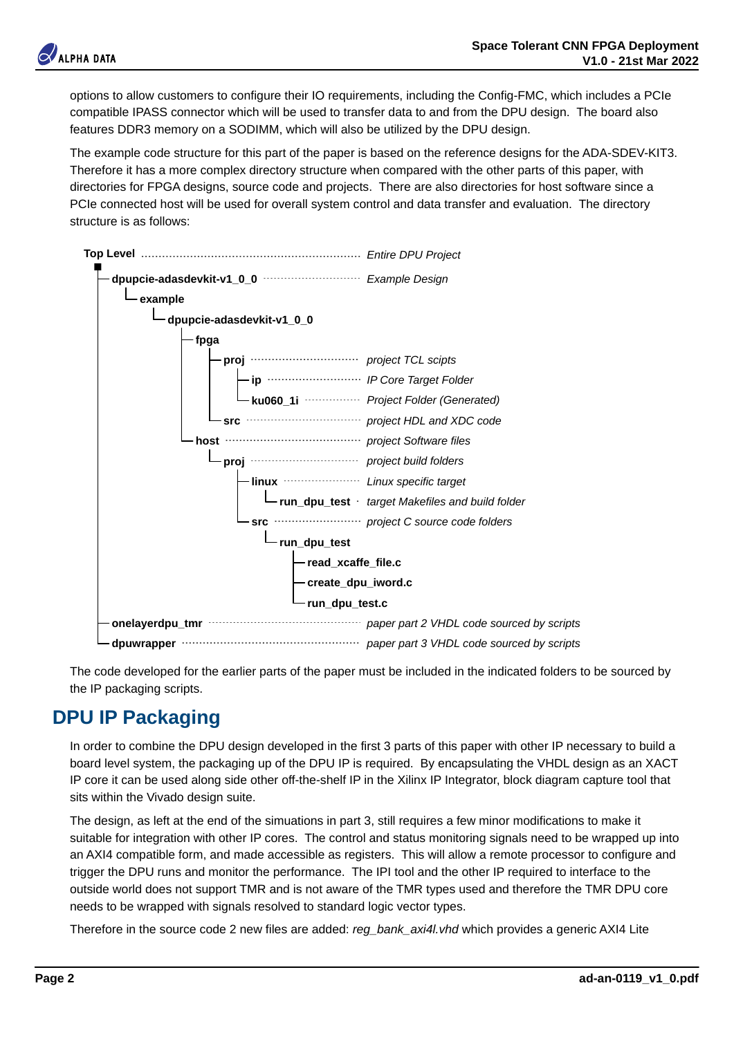options to allow customers to configure their IO requirements, including the Config-FMC, which includes a PCIe compatible IPASS connector which will be used to transfer data to and from the DPU design. The board also features DDR3 memory on a SODIMM, which will also be utilized by the DPU design.

The example code structure for this part of the paper is based on the reference designs for the ADA-SDEV-KIT3. Therefore it has a more complex directory structure when compared with the other parts of this paper, with directories for FPGA designs, source code and projects. There are also directories for host software since a PCIe connected host will be used for overall system control and data transfer and evaluation. The directory structure is as follows:

```
Top Level ........................................................ Entire DPU Project
├─dpupcie-adasdevkit-v1_0_0 ...................................... Example Design
│  └─example
│     └─dpupcie-adasdevkit-v1_0_0
│        ├─fpga
│        │  ├─proj ................................................ project TCL scipts
│        │  │  ├─ip ............................................... IP Core Target Folder
│        │  │  └─ku060_1i ......................................... Project Folder (Generated)
│        │  └─src ................................................. project HDL and XDC code
│        └─host ................................................... project Software files
│           └─proj ................................................ project build folders
│              ├─linux ............................................ Linux specific target
│              │  └─run_dpu_test .................................. target Makefiles and build folder
│              └─src .............................................. project C source code folders
│                 └─run_dpu_test
│                    ├─read_xcaffe_file.c
│                    ├─create_dpu_iword.c
│                    └─run_dpu_test.c
├─onelayerdpu_tmr ................................................ paper part 2 VHDL code sourced by scripts
└─dpuwrapper ..................................................... paper part 3 VHDL code sourced by scripts
```

The code developed for the earlier parts of the paper must be included in the indicated folders to be sourced by the IP packaging scripts.

## DPU IP Packaging

In order to combine the DPU design developed in the first 3 parts of this paper with other IP necessary to build a board level system, the packaging up of the DPU IP is required. By encapsulating the VHDL design as an XACT IP core it can be used along side other off-the-shelf IP in the Xilinx IP Integrator, block diagram capture tool that sits within the Vivado design suite.

The design, as left at the end of the simuations in part 3, still requires a few minor modifications to make it suitable for integration with other IP cores. The control and status monitoring signals need to be wrapped up into an AXI4 compatible form, and made accessible as registers. This will allow a remote processor to configure and trigger the DPU runs and monitor the performance. The IPI tool and the other IP required to interface to the outside world does not support TMR and is not aware of the TMR types used and therefore the TMR DPU core needs to be wrapped with signals resolved to standard logic vector types.

Therefore in the source code 2 new files are added: *reg_bank_axi4l.vhd* which provides a generic AXI4 Lite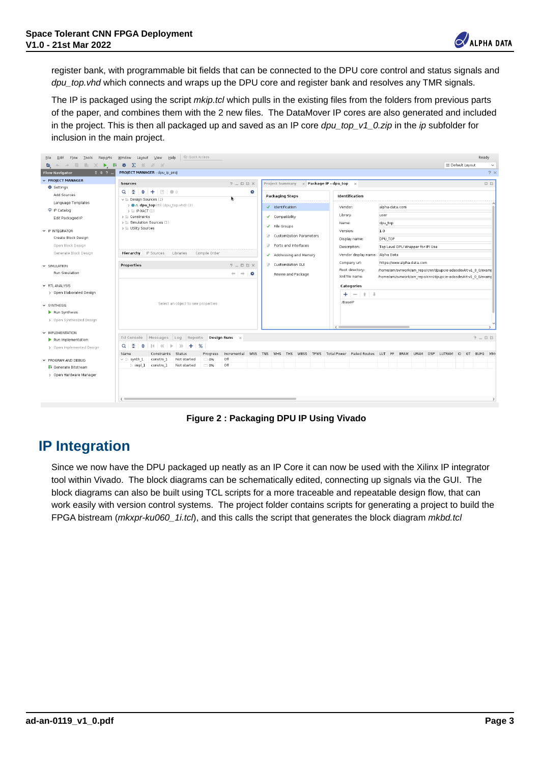register bank, with programmable bit fields that can be connected to the DPU core control and status signals and *dpu_top.vhd* which connects and wraps up the DPU core and register bank and resolves any TMR signals.

The IP is packaged using the script *mkip.tcl* which pulls in the existing files from the folders from previous parts of the paper, and combines them with the 2 new files. The DataMover IP cores are also generated and included in the project. This is then all packaged up and saved as an IP core *dpu_top_v1_0.zip* in the *ip* subfolder for inclusion in the main project.

**Figure 2 : Packaging DPU IP Using Vivado**

## IP Integration

Since we now have the DPU packaged up neatly as an IP Core it can now be used with the Xilinx IP integrator tool within Vivado. The block diagrams can be schematically edited, connecting up signals via the GUI. The block diagrams can also be built using TCL scripts for a more traceable and repeatable design flow, that can work easily with version control systems. The project folder contains scripts for generating a project to build the FPGA bistream (*mkxpr-ku060_1i.tcl*), and this calls the script that generates the block diagram *mkbd.tcl*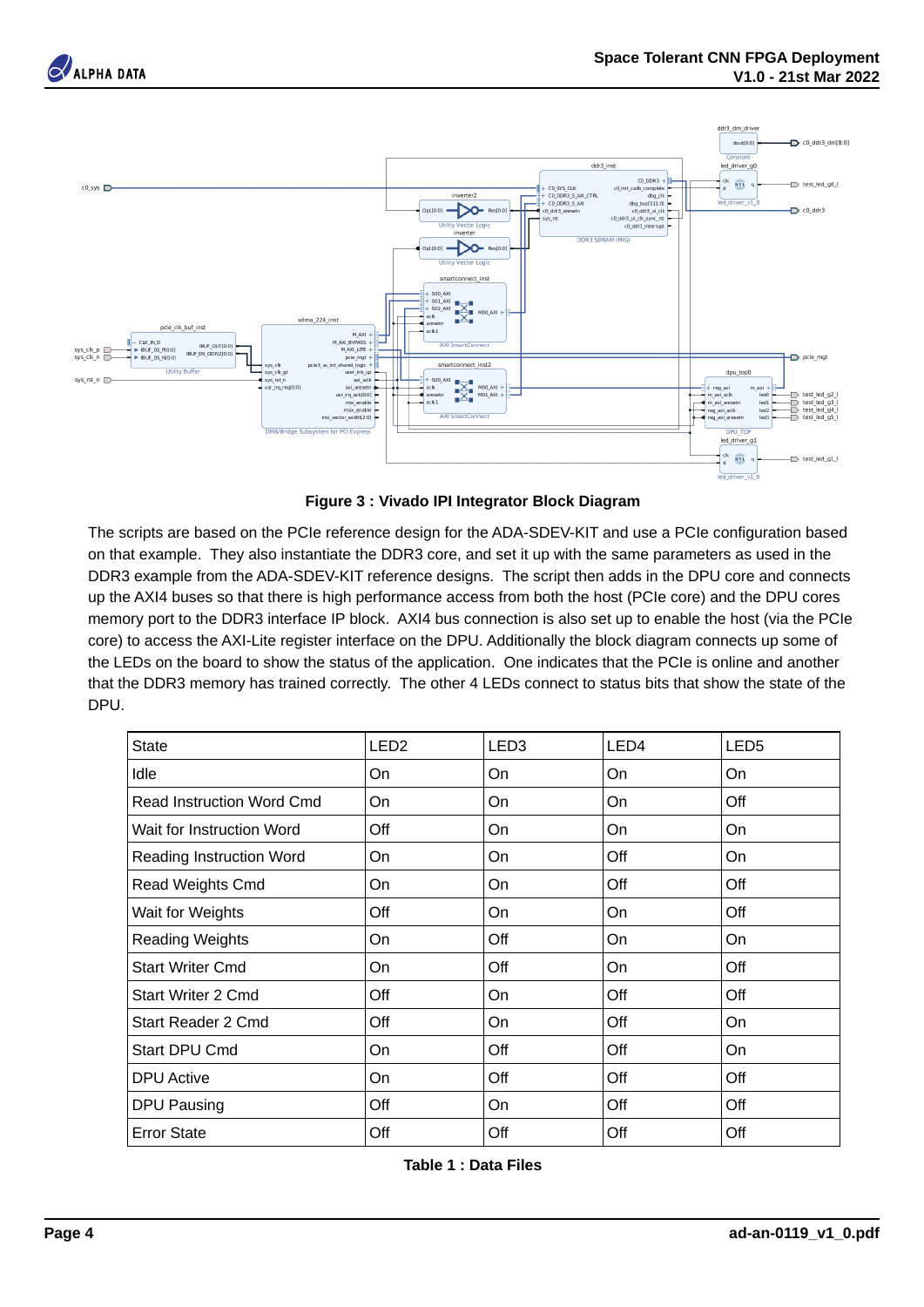Figure 3 : Vivado IPI Integrator Block Diagram

The scripts are based on the PCIe reference design for the ADA-SDEV-KIT and use a PCIe configuration based on that example. They also instantiate the DDR3 core, and set it up with the same parameters as used in the DDR3 example from the ADA-SDEV-KIT reference designs. The script then adds in the DPU core and connects up the AXI4 buses so that there is high performance access from both the host (PCIe core) and the DPU cores memory port to the DDR3 interface IP block. AXI4 bus connection is also set up to enable the host (via the PCIe core) to access the AXI-Lite register interface on the DPU. Additionally the block diagram connects up some of the LEDs on the board to show the status of the application. One indicates that the PCIe is online and another that the DDR3 memory has trained correctly. The other 4 LEDs connect to status bits that show the state of the DPU.

| State | LED2 | LED3 | LED4 | LED5 |
|---|---|---|---|---|
| Idle | On | On | On | On |
| Read Instruction Word Cmd | On | On | On | Off |
| Wait for Instruction Word | Off | On | On | On |
| Reading Instruction Word | On | On | Off | On |
| Read Weights Cmd | On | On | Off | Off |
| Wait for Weights | Off | On | On | Off |
| Reading Weights | On | Off | On | On |
| Start Writer Cmd | On | Off | On | Off |
| Start Writer 2 Cmd | Off | On | Off | Off |
| Start Reader 2 Cmd | Off | On | Off | On |
| Start DPU Cmd | On | Off | Off | On |
| DPU Active | On | Off | Off | Off |
| DPU Pausing | Off | On | Off | Off |
| Error State | Off | Off | Off | Off |

Table 1 : Data Files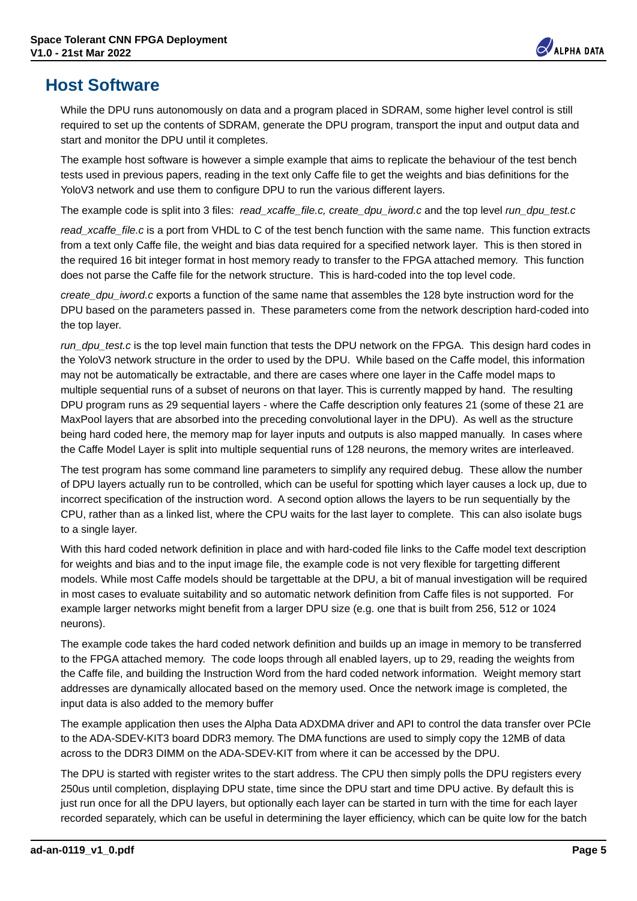# Host Software

While the DPU runs autonomously on data and a program placed in SDRAM, some higher level control is still required to set up the contents of SDRAM, generate the DPU program, transport the input and output data and start and monitor the DPU until it completes.

The example host software is however a simple example that aims to replicate the behaviour of the test bench tests used in previous papers, reading in the text only Caffe file to get the weights and bias definitions for the YoloV3 network and use them to configure DPU to run the various different layers.

The example code is split into 3 files: *read_xcaffe_file.c, create_dpu_iword.c* and the top level *run_dpu_test.c*

*read_xcaffe_file.c* is a port from VHDL to C of the test bench function with the same name. This function extracts from a text only Caffe file, the weight and bias data required for a specified network layer. This is then stored in the required 16 bit integer format in host memory ready to transfer to the FPGA attached memory. This function does not parse the Caffe file for the network structure. This is hard-coded into the top level code.

*create_dpu_iword.c* exports a function of the same name that assembles the 128 byte instruction word for the DPU based on the parameters passed in. These parameters come from the network description hard-coded into the top layer.

*run_dpu_test.c* is the top level main function that tests the DPU network on the FPGA. This design hard codes in the YoloV3 network structure in the order to used by the DPU. While based on the Caffe model, this information may not be automatically be extractable, and there are cases where one layer in the Caffe model maps to multiple sequential runs of a subset of neurons on that layer. This is currently mapped by hand. The resulting DPU program runs as 29 sequential layers - where the Caffe description only features 21 (some of these 21 are MaxPool layers that are absorbed into the preceding convolutional layer in the DPU). As well as the structure being hard coded here, the memory map for layer inputs and outputs is also mapped manually. In cases where the Caffe Model Layer is split into multiple sequential runs of 128 neurons, the memory writes are interleaved.

The test program has some command line parameters to simplify any required debug. These allow the number of DPU layers actually run to be controlled, which can be useful for spotting which layer causes a lock up, due to incorrect specification of the instruction word. A second option allows the layers to be run sequentially by the CPU, rather than as a linked list, where the CPU waits for the last layer to complete. This can also isolate bugs to a single layer.

With this hard coded network definition in place and with hard-coded file links to the Caffe model text description for weights and bias and to the input image file, the example code is not very flexible for targetting different models. While most Caffe models should be targettable at the DPU, a bit of manual investigation will be required in most cases to evaluate suitability and so automatic network definition from Caffe files is not supported. For example larger networks might benefit from a larger DPU size (e.g. one that is built from 256, 512 or 1024 neurons).

The example code takes the hard coded network definition and builds up an image in memory to be transferred to the FPGA attached memory. The code loops through all enabled layers, up to 29, reading the weights from the Caffe file, and building the Instruction Word from the hard coded network information. Weight memory start addresses are dynamically allocated based on the memory used. Once the network image is completed, the input data is also added to the memory buffer

The example application then uses the Alpha Data ADXDMA driver and API to control the data transfer over PCIe to the ADA-SDEV-KIT3 board DDR3 memory. The DMA functions are used to simply copy the 12MB of data across to the DDR3 DIMM on the ADA-SDEV-KIT from where it can be accessed by the DPU.

The DPU is started with register writes to the start address. The CPU then simply polls the DPU registers every 250us until completion, displaying DPU state, time since the DPU start and time DPU active. By default this is just run once for all the DPU layers, but optionally each layer can be started in turn with the time for each layer recorded separately, which can be useful in determining the layer efficiency, which can be quite low for the batch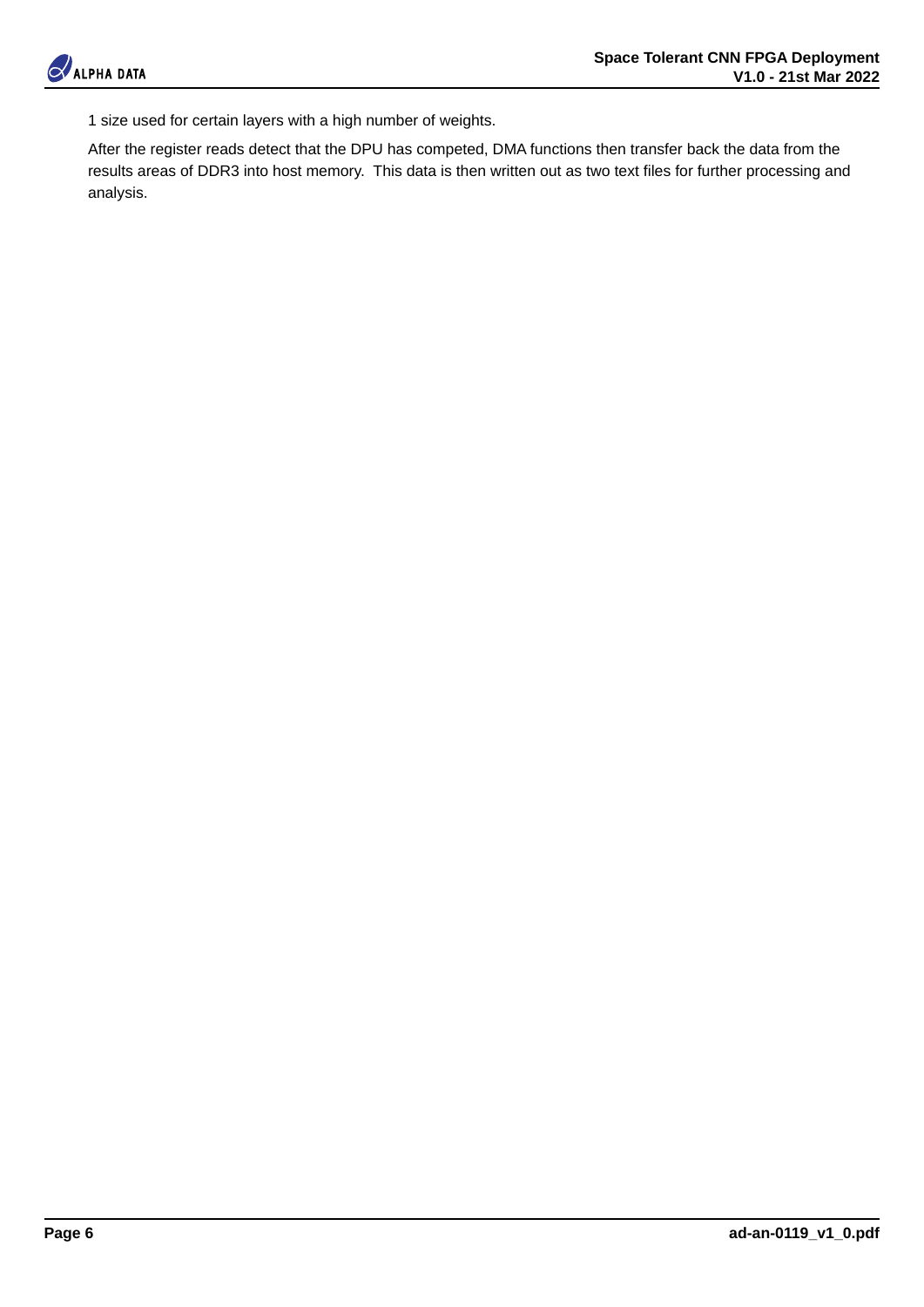1 size used for certain layers with a high number of weights.

After the register reads detect that the DPU has competed, DMA functions then transfer back the data from the results areas of DDR3 into host memory. This data is then written out as two text files for further processing and analysis.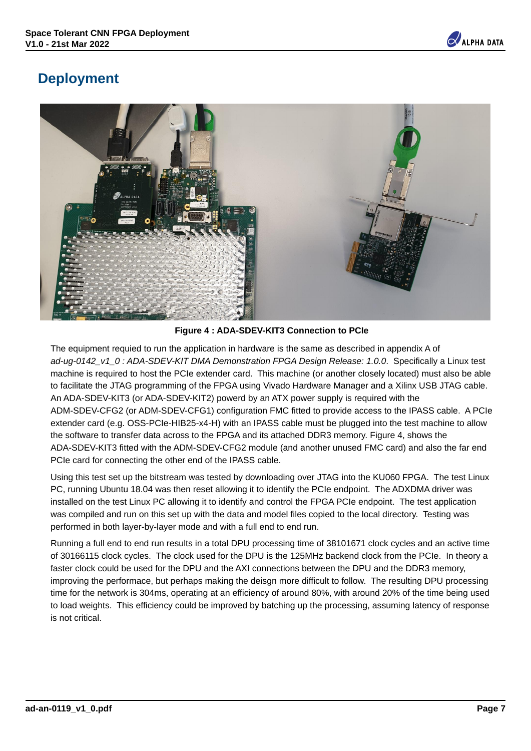# Deployment

Figure 4 : ADA-SDEV-KIT3 Connection to PCIe

The equipment requied to run the application in hardware is the same as described in appendix A of *ad-ug-0142_v1_0 : ADA-SDEV-KIT DMA Demonstration FPGA Design Release: 1.0.0*. Specifically a Linux test machine is required to host the PCIe extender card. This machine (or another closely located) must also be able to facilitate the JTAG programming of the FPGA using Vivado Hardware Manager and a Xilinx USB JTAG cable. An ADA-SDEV-KIT3 (or ADA-SDEV-KIT2) powerd by an ATX power supply is required with the ADM-SDEV-CFG2 (or ADM-SDEV-CFG1) configuration FMC fitted to provide access to the IPASS cable. A PCIe extender card (e.g. OSS-PCIe-HIB25-x4-H) with an IPASS cable must be plugged into the test machine to allow the software to transfer data across to the FPGA and its attached DDR3 memory. Figure 4, shows the ADA-SDEV-KIT3 fitted with the ADM-SDEV-CFG2 module (and another unused FMC card) and also the far end PCIe card for connecting the other end of the IPASS cable.

Using this test set up the bitstream was tested by downloading over JTAG into the KU060 FPGA. The test Linux PC, running Ubuntu 18.04 was then reset allowing it to identify the PCIe endpoint. The ADXDMA driver was installed on the test Linux PC allowing it to identify and control the FPGA PCIe endpoint. The test application was compiled and run on this set up with the data and model files copied to the local directory. Testing was performed in both layer-by-layer mode and with a full end to end run.

Running a full end to end run results in a total DPU processing time of 38101671 clock cycles and an active time of 30166115 clock cycles. The clock used for the DPU is the 125MHz backend clock from the PCIe. In theory a faster clock could be used for the DPU and the AXI connections between the DPU and the DDR3 memory, improving the performace, but perhaps making the deisgn more difficult to follow. The resulting DPU processing time for the network is 304ms, operating at an efficiency of around 80%, with around 20% of the time being used to load weights. This efficiency could be improved by batching up the processing, assuming latency of response is not critical.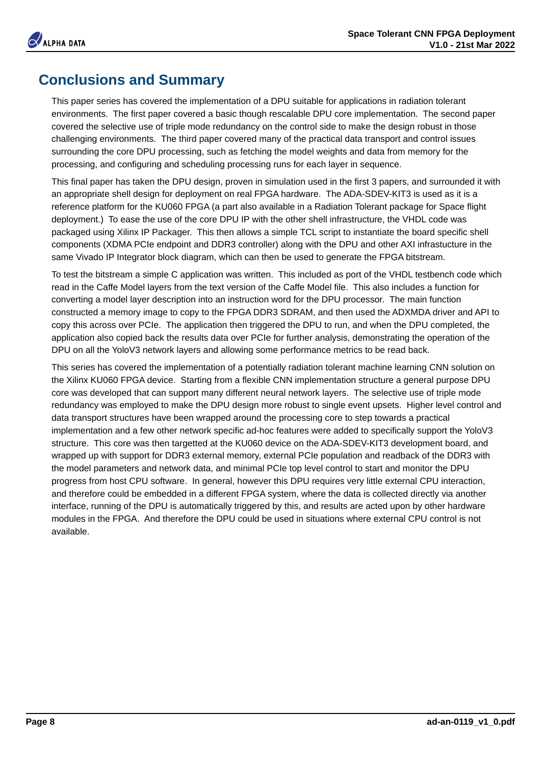## Conclusions and Summary

This paper series has covered the implementation of a DPU suitable for applications in radiation tolerant environments. The first paper covered a basic though rescalable DPU core implementation. The second paper covered the selective use of triple mode redundancy on the control side to make the design robust in those challenging environments. The third paper covered many of the practical data transport and control issues surrounding the core DPU processing, such as fetching the model weights and data from memory for the processing, and configuring and scheduling processing runs for each layer in sequence.

This final paper has taken the DPU design, proven in simulation used in the first 3 papers, and surrounded it with an appropriate shell design for deployment on real FPGA hardware. The ADA-SDEV-KIT3 is used as it is a reference platform for the KU060 FPGA (a part also available in a Radiation Tolerant package for Space flight deployment.) To ease the use of the core DPU IP with the other shell infrastructure, the VHDL code was packaged using Xilinx IP Packager. This then allows a simple TCL script to instantiate the board specific shell components (XDMA PCIe endpoint and DDR3 controller) along with the DPU and other AXI infrastucture in the same Vivado IP Integrator block diagram, which can then be used to generate the FPGA bitstream.

To test the bitstream a simple C application was written. This included as port of the VHDL testbench code which read in the Caffe Model layers from the text version of the Caffe Model file. This also includes a function for converting a model layer description into an instruction word for the DPU processor. The main function constructed a memory image to copy to the FPGA DDR3 SDRAM, and then used the ADXMDA driver and API to copy this across over PCIe. The application then triggered the DPU to run, and when the DPU completed, the application also copied back the results data over PCIe for further analysis, demonstrating the operation of the DPU on all the YoloV3 network layers and allowing some performance metrics to be read back.

This series has covered the implementation of a potentially radiation tolerant machine learning CNN solution on the Xilinx KU060 FPGA device. Starting from a flexible CNN implementation structure a general purpose DPU core was developed that can support many different neural network layers. The selective use of triple mode redundancy was employed to make the DPU design more robust to single event upsets. Higher level control and data transport structures have been wrapped around the processing core to step towards a practical implementation and a few other network specific ad-hoc features were added to specifically support the YoloV3 structure. This core was then targetted at the KU060 device on the ADA-SDEV-KIT3 development board, and wrapped up with support for DDR3 external memory, external PCIe population and readback of the DDR3 with the model parameters and network data, and minimal PCIe top level control to start and monitor the DPU progress from host CPU software. In general, however this DPU requires very little external CPU interaction, and therefore could be embedded in a different FPGA system, where the data is collected directly via another interface, running of the DPU is automatically triggered by this, and results are acted upon by other hardware modules in the FPGA. And therefore the DPU could be used in situations where external CPU control is not available.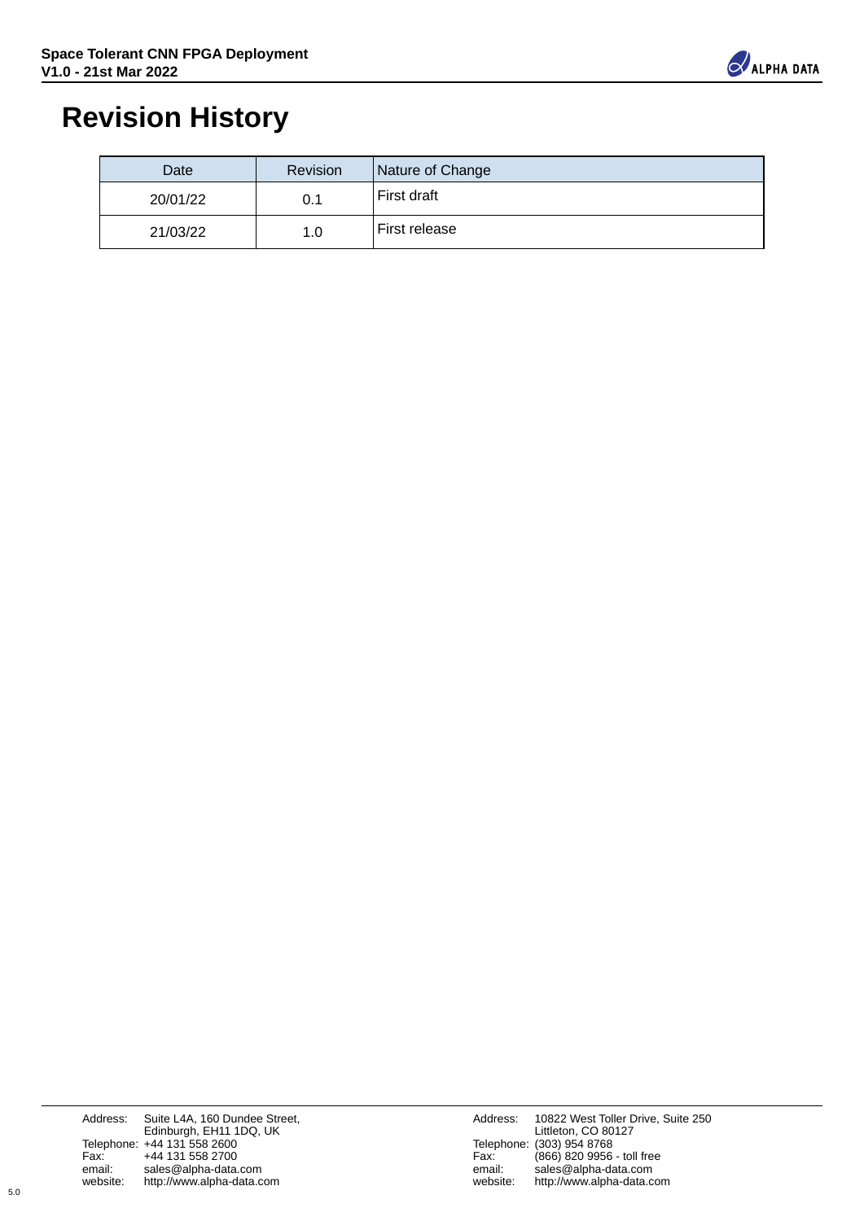# Revision History

| Date | Revision | Nature of Change |
| --- | --- | --- |
| 20/01/22 | 0.1 | First draft |
| 21/03/22 | 1.0 | First release |

Address: Suite L4A, 160 Dundee Street,
Edinburgh, EH11 1DQ, UK
Telephone: +44 131 558 2600
Fax: +44 131 558 2700
email: sales@alpha-data.com
website: http://www.alpha-data.com

Address: 10822 West Toller Drive, Suite 250
Littleton, CO 80127
Telephone: (303) 954 8768
Fax: (866) 820 9956 - toll free
email: sales@alpha-data.com
website: http://www.alpha-data.com